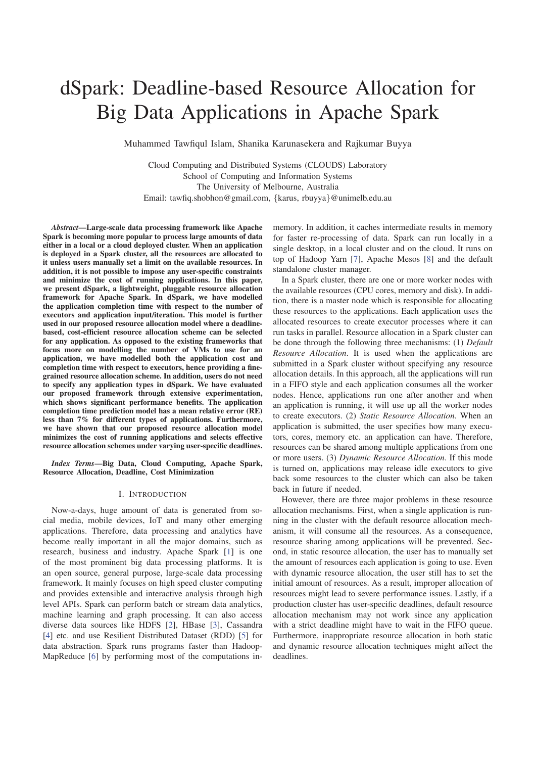# dSpark: Deadline-based Resource Allocation for Big Data Applications in Apache Spark

Muhammed Tawfiqul Islam, Shanika Karunasekera and Rajkumar Buyya

Cloud Computing and Distributed Systems (CLOUDS) Laboratory
School of Computing and Information Systems
The University of Melbourne, Australia
Email: tawfiq.shobhon@gmail.com, {karus, rbuyya}@unimelb.edu.au

***Abstract*—Large-scale data processing framework like Apache Spark is becoming more popular to process large amounts of data either in a local or a cloud deployed cluster. When an application is deployed in a Spark cluster, all the resources are allocated to it unless users manually set a limit on the available resources. In addition, it is not possible to impose any user-specific constraints and minimize the cost of running applications. In this paper, we present dSpark, a lightweight, pluggable resource allocation framework for Apache Spark. In dSpark, we have modelled the application completion time with respect to the number of executors and application input/iteration. This model is further used in our proposed resource allocation model where a deadline-based, cost-efficient resource allocation scheme can be selected for any application. As opposed to the existing frameworks that focus more on modelling the number of VMs to use for an application, we have modelled both the application cost and completion time with respect to executors, hence providing a fine-grained resource allocation scheme. In addition, users do not need to specify any application types in dSpark. We have evaluated our proposed framework through extensive experimentation, which shows significant performance benefits. The application completion time prediction model has a mean relative error (RE) less than 7% for different types of applications. Furthermore, we have shown that our proposed resource allocation model minimizes the cost of running applications and selects effective resource allocation schemes under varying user-specific deadlines.**

***Index Terms*—Big Data, Cloud Computing, Apache Spark, Resource Allocation, Deadline, Cost Minimization**

## I. Introduction

Now-a-days, huge amount of data is generated from social media, mobile devices, IoT and many other emerging applications. Therefore, data processing and analytics have become really important in all the major domains, such as research, business and industry. Apache Spark [1] is one of the most prominent big data processing platforms. It is an open source, general purpose, large-scale data processing framework. It mainly focuses on high speed cluster computing and provides extensible and interactive analysis through high level APIs. Spark can perform batch or stream data analytics, machine learning and graph processing. It can also access diverse data sources like HDFS [2], HBase [3], Cassandra [4] etc. and use Resilient Distributed Dataset (RDD) [5] for data abstraction. Spark runs programs faster than Hadoop-MapReduce [6] by performing most of the computations in-memory. In addition, it caches intermediate results in memory for faster re-processing of data. Spark can run locally in a single desktop, in a local cluster and on the cloud. It runs on top of Hadoop Yarn [7], Apache Mesos [8] and the default standalone cluster manager.

In a Spark cluster, there are one or more worker nodes with the available resources (CPU cores, memory and disk). In addition, there is a master node which is responsible for allocating these resources to the applications. Each application uses the allocated resources to create executor processes where it can run tasks in parallel. Resource allocation in a Spark cluster can be done through the following three mechanisms: (1) *Default Resource Allocation*. It is used when the applications are submitted in a Spark cluster without specifying any resource allocation details. In this approach, all the applications will run in a FIFO style and each application consumes all the worker nodes. Hence, applications run one after another and when an application is running, it will use up all the worker nodes to create executors. (2) *Static Resource Allocation*. When an application is submitted, the user specifies how many executors, cores, memory etc. an application can have. Therefore, resources can be shared among multiple applications from one or more users. (3) *Dynamic Resource Allocation*. If this mode is turned on, applications may release idle executors to give back some resources to the cluster which can also be taken back in future if needed.

However, there are three major problems in these resource allocation mechanisms. First, when a single application is running in the cluster with the default resource allocation mechanism, it will consume all the resources. As a consequence, resource sharing among applications will be prevented. Second, in static resource allocation, the user has to manually set the amount of resources each application is going to use. Even with dynamic resource allocation, the user still has to set the initial amount of resources. As a result, improper allocation of resources might lead to severe performance issues. Lastly, if a production cluster has user-specific deadlines, default resource allocation mechanism may not work since any application with a strict deadline might have to wait in the FIFO queue. Furthermore, inappropriate resource allocation in both static and dynamic resource allocation techniques might affect the deadlines.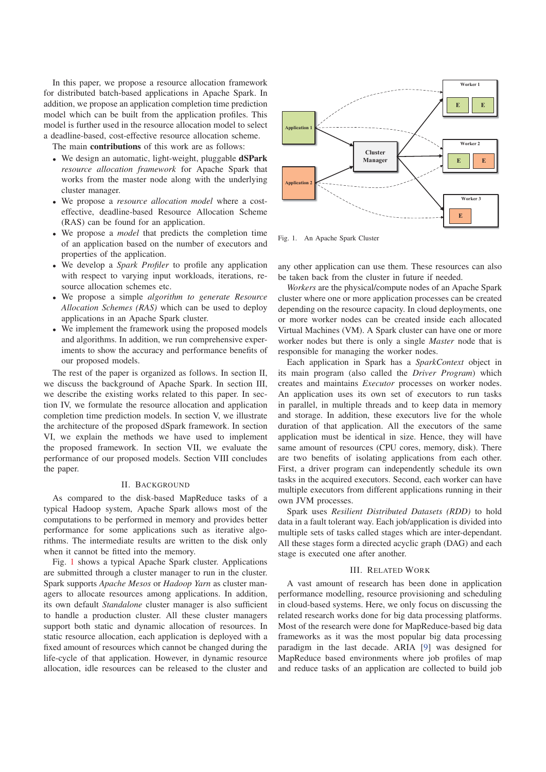In this paper, we propose a resource allocation framework for distributed batch-based applications in Apache Spark. In addition, we propose an application completion time prediction model which can be built from the application profiles. This model is further used in the resource allocation model to select a deadline-based, cost-effective resource allocation scheme.

The main **contributions** of this work are as follows:

- We design an automatic, light-weight, pluggable **dSPark** *resource allocation framework* for Apache Spark that works from the master node along with the underlying cluster manager.
- We propose a *resource allocation model* where a cost-effective, deadline-based Resource Allocation Scheme (RAS) can be found for an application.
- We propose a *model* that predicts the completion time of an application based on the number of executors and properties of the application.
- We develop a *Spark Profiler* to profile any application with respect to varying input workloads, iterations, resource allocation schemes etc.
- We propose a simple *algorithm to generate Resource Allocation Schemes (RAS)* which can be used to deploy applications in an Apache Spark cluster.
- We implement the framework using the proposed models and algorithms. In addition, we run comprehensive experiments to show the accuracy and performance benefits of our proposed models.

The rest of the paper is organized as follows. In section II, we discuss the background of Apache Spark. In section III, we describe the existing works related to this paper. In section IV, we formulate the resource allocation and application completion time prediction models. In section V, we illustrate the architecture of the proposed dSpark framework. In section VI, we explain the methods we have used to implement the proposed framework. In section VII, we evaluate the performance of our proposed models. Section VIII concludes the paper.

## II. Background

As compared to the disk-based MapReduce tasks of a typical Hadoop system, Apache Spark allows most of the computations to be performed in memory and provides better performance for some applications such as iterative algorithms. The intermediate results are written to the disk only when it cannot be fitted into the memory.

Fig. 1 shows a typical Apache Spark cluster. Applications are submitted through a cluster manager to run in the cluster. Spark supports *Apache Mesos* or *Hadoop Yarn* as cluster managers to allocate resources among applications. In addition, its own default *Standalone* cluster manager is also sufficient to handle a production cluster. All these cluster managers support both static and dynamic allocation of resources. In static resource allocation, each application is deployed with a fixed amount of resources which cannot be changed during the life-cycle of that application. However, in dynamic resource allocation, idle resources can be released to the cluster and any other application can use them. These resources can also be taken back from the cluster in future if needed.

Fig. 1. An Apache Spark Cluster

*Workers* are the physical/compute nodes of an Apache Spark cluster where one or more application processes can be created depending on the resource capacity. In cloud deployments, one or more worker nodes can be created inside each allocated Virtual Machines (VM). A Spark cluster can have one or more worker nodes but there is only a single *Master* node that is responsible for managing the worker nodes.

Each application in Spark has a *SparkContext* object in its main program (also called the *Driver Program*) which creates and maintains *Executor* processes on worker nodes. An application uses its own set of executors to run tasks in parallel, in multiple threads and to keep data in memory and storage. In addition, these executors live for the whole duration of that application. All the executors of the same application must be identical in size. Hence, they will have same amount of resources (CPU cores, memory, disk). There are two benefits of isolating applications from each other. First, a driver program can independently schedule its own tasks in the acquired executors. Second, each worker can have multiple executors from different applications running in their own JVM processes.

Spark uses *Resilient Distributed Datasets (RDD)* to hold data in a fault tolerant way. Each job/application is divided into multiple sets of tasks called stages which are inter-dependant. All these stages form a directed acyclic graph (DAG) and each stage is executed one after another.

## III. Related Work

A vast amount of research has been done in application performance modelling, resource provisioning and scheduling in cloud-based systems. Here, we only focus on discussing the related research works done for big data processing platforms. Most of the research were done for MapReduce-based big data frameworks as it was the most popular big data processing paradigm in the last decade. ARIA [9] was designed for MapReduce based environments where job profiles of map and reduce tasks of an application are collected to build job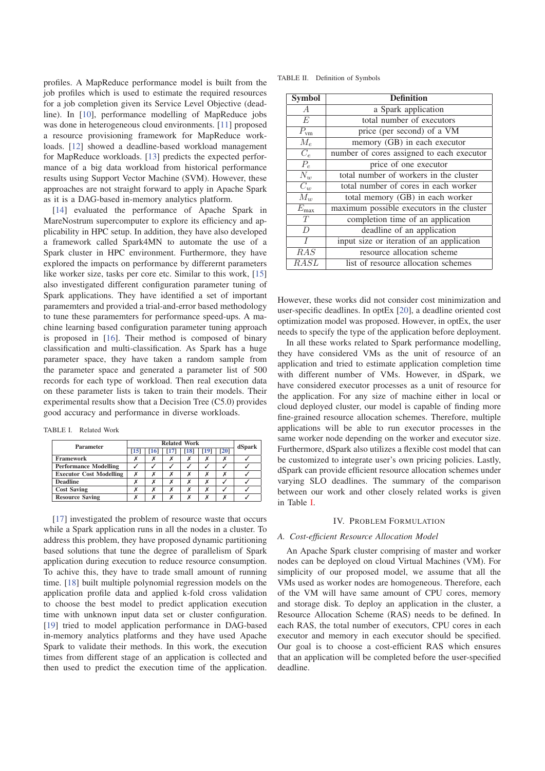profiles. A MapReduce performance model is built from the job profiles which is used to estimate the required resources for a job completion given its Service Level Objective (deadline). In [10], performance modelling of MapReduce jobs was done in heterogeneous cloud environments. [11] proposed a resource provisioning framework for MapReduce workloads. [12] showed a deadline-based workload management for MapReduce workloads. [13] predicts the expected performance of a big data workload from historical performance results using Support Vector Machine (SVM). However, these approaches are not straight forward to apply in Apache Spark as it is a DAG-based in-memory analytics platform.

[14] evaluated the performance of Apache Spark in MareNostrum supercomputer to explore its efficiency and applicability in HPC setup. In addition, they have also developed a framework called Spark4MN to automate the use of a Spark cluster in HPC environment. Furthermore, they have explored the impacts on performance by differernt parameters like worker size, tasks per core etc. Similar to this work, [15] also investigated different configuration parameter tuning of Spark applications. They have identified a set of important paramemters and provided a trial-and-error based methodology to tune these paramemters for performance speed-ups. A machine learning based configuration parameter tuning approach is proposed in [16]. Their method is composed of binary classification and multi-classification. As Spark has a huge parameter space, they have taken a random sample from the parameter space and generated a parameter list of 500 records for each type of workload. Then real execution data on these parameter lists is taken to train their models. Their experimental results show that a Decision Tree (C5.0) provides good accuracy and performance in diverse workloads.

TABLE I. Related Work

| Parameter | Related Work | | | | | | dSpark |
|---|---|---|---|---|---|---|---|
| | [15] | [16] | [17] | [18] | [19] | [20] | |
| **Framework** | ✗ | ✗ | ✗ | ✗ | ✗ | ✗ | ✓ |
| **Performance Modelling** | ✓ | ✓ | ✓ | ✓ | ✓ | ✓ | ✓ |
| **Executor Cost Modelling** | ✗ | ✗ | ✗ | ✗ | ✗ | ✗ | ✓ |
| **Deadline** | ✗ | ✗ | ✗ | ✗ | ✗ | ✓ | ✓ |
| **Cost Saving** | ✗ | ✗ | ✗ | ✗ | ✗ | ✓ | ✓ |
| **Resource Saving** | ✗ | ✗ | ✗ | ✗ | ✗ | ✗ | ✓ |

[17] investigated the problem of resource waste that occurs while a Spark application runs in all the nodes in a cluster. To address this problem, they have proposed dynamic partitioning based solutions that tune the degree of parallelism of Spark application during execution to reduce resource consumption. To achive this, they have to trade small amount of running time. [18] built multiple polynomial regression models on the application profile data and applied k-fold cross validation to choose the best model to predict application execution time with unknown input data set or cluster configuration. [19] tried to model application performance in DAG-based in-memory analytics platforms and they have used Apache Spark to validate their methods. In this work, the execution times from different stage of an application is collected and then used to predict the execution time of the application. However, these works did not consider cost minimization and user-specific deadlines. In optEx [20], a deadline oriented cost optimization model was proposed. However, in optEx, the user needs to specify the type of the application before deployment.

In all these works related to Spark performance modelling, they have considered VMs as the unit of resource of an application and tried to estimate application completion time with different number of VMs. However, in dSpark, we have considered executor processes as a unit of resource for the application. For any size of machine either in local or cloud deployed cluster, our model is capable of finding more fine-grained resource allocation schemes. Therefore, multiple applications will be able to run executor processes in the same worker node depending on the worker and executor size. Furthermore, dSpark also utilizes a flexible cost model that can be customized to integrate user's own pricing policies. Lastly, dSpark can provide efficient resource allocation schemes under varying SLO deadlines. The summary of the comparison between our work and other closely related works is given in Table I.

TABLE II. Definition of Symbols

| Symbol | Definition |
|---|---|
| $A$ | a Spark application |
| $E$ | total number of executors |
| $P_{\text{vm}}$ | price (per second) of a VM |
| $M_e$ | memory (GB) in each executor |
| $C_e$ | number of cores assigned to each executor |
| $P_e$ | price of one executor |
| $N_w$ | total number of workers in the cluster |
| $C_w$ | total number of cores in each worker |
| $M_w$ | total memory (GB) in each worker |
| $E_{\max}$ | maximum possible executors in the cluster |
| $T$ | completion time of an application |
| $D$ | deadline of an application |
| $I$ | input size or iteration of an application |
| $RAS$ | resource allocation scheme |
| $RASL$ | list of resource allocation schemes |

## IV. Problem Formulation

### A. Cost-efficient Resource Allocation Model

An Apache Spark cluster comprising of master and worker nodes can be deployed on cloud Virtual Machines (VM). For simplicity of our proposed model, we assume that all the VMs used as worker nodes are homogeneous. Therefore, each of the VM will have same amount of CPU cores, memory and storage disk. To deploy an application in the cluster, a Resource Allocation Scheme (RAS) needs to be defined. In each RAS, the total number of executors, CPU cores in each executor and memory in each executor should be specified. Our goal is to choose a cost-efficient RAS which ensures that an application will be completed before the user-specified deadline.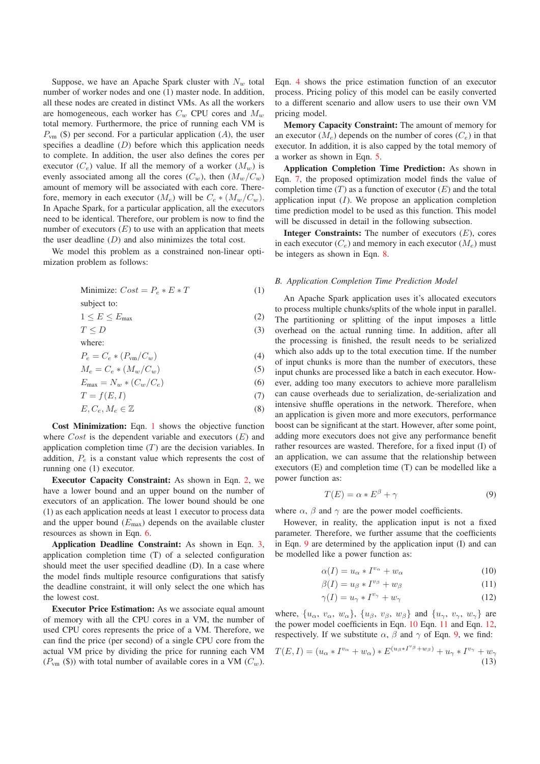Suppose, we have an Apache Spark cluster with $N_w$ total number of worker nodes and one (1) master node. In addition, all these nodes are created in distinct VMs. As all the workers are homogeneous, each worker has $C_w$ CPU cores and $M_w$ total memory. Furthermore, the price of running each VM is $P_{\text{vm}}$ ($) per second. For a particular application ($A$), the user specifies a deadline ($D$) before which this application needs to complete. In addition, the user also defines the cores per executor ($C_e$) value. If all the memory of a worker ($M_w$) is evenly associated among all the cores ($C_w$), then $(M_w/C_w)$ amount of memory will be associated with each core. Therefore, memory in each executor ($M_e$) will be $C_e * (M_w/C_w)$. In Apache Spark, for a particular application, all the executors need to be identical. Therefore, our problem is now to find the number of executors ($E$) to use with an application that meets the user deadline ($D$) and also minimizes the total cost.

We model this problem as a constrained non-linear optimization problem as follows:

$$\text{Minimize: } Cost = P_e * E * T \tag{1}$$

subject to:

$$1 \leq E \leq E_{\text{max}} \tag{2}$$

$$T \leq D \tag{3}$$

where:

$$P_e = C_e * (P_{\text{vm}}/C_w) \tag{4}$$

$$M_e = C_e * (M_w/C_w) \tag{5}$$

$$E_{\text{max}} = N_w * (C_w/C_e) \tag{6}$$

$$T = f(E, I) \tag{7}$$

$$E, C_e, M_e \in \mathbb{Z} \tag{8}$$

**Cost Minimization:** Eqn. 1 shows the objective function where $Cost$ is the dependent variable and executors ($E$) and application completion time ($T$) are the decision variables. In addition, $P_e$ is a constant value which represents the cost of running one (1) executor.

**Executor Capacity Constraint:** As shown in Eqn. 2, we have a lower bound and an upper bound on the number of executors of an application. The lower bound should be one (1) as each application needs at least 1 executor to process data and the upper bound ($E_{\text{max}}$) depends on the available cluster resources as shown in Eqn. 6.

**Application Deadline Constraint:** As shown in Eqn. 3, application completion time (T) of a selected configuration should meet the user specified deadline (D). In a case where the model finds multiple resource configurations that satisfy the deadline constraint, it will only select the one which has the lowest cost.

**Executor Price Estimation:** As we associate equal amount of memory with all the CPU cores in a VM, the number of used CPU cores represents the price of a VM. Therefore, we can find the price (per second) of a single CPU core from the actual VM price by dividing the price for running each VM ($P_{\text{vm}}$ ($)) with total number of available cores in a VM ($C_w$). Eqn. 4 shows the price estimation function of an executor process. Pricing policy of this model can be easily converted to a different scenario and allow users to use their own VM pricing model.

**Memory Capacity Constraint:** The amount of memory for an executor ($M_e$) depends on the number of cores ($C_e$) in that executor. In addition, it is also capped by the total memory of a worker as shown in Eqn. 5.

**Application Completion Time Prediction:** As shown in Eqn. 7, the proposed optimization model finds the value of completion time ($T$) as a function of executor ($E$) and the total application input ($I$). We propose an application completion time prediction model to be used as this function. This model will be discussed in detail in the following subsection.

**Integer Constraints:** The number of executors ($E$), cores in each executor ($C_e$) and memory in each executor ($M_e$) must be integers as shown in Eqn. 8.

### *B. Application Completion Time Prediction Model*

An Apache Spark application uses it's allocated executors to process multiple chunks/splits of the whole input in parallel. The partitioning or splitting of the input imposes a little overhead on the actual running time. In addition, after all the processing is finished, the result needs to be serialized which also adds up to the total execution time. If the number of input chunks is more than the number of executors, these input chunks are processed like a batch in each executor. However, adding too many executors to achieve more parallelism can cause overheads due to serialization, de-serialization and intensive shuffle operations in the network. Therefore, when an application is given more and more executors, performance boost can be significant at the start. However, after some point, adding more executors does not give any performance benefit rather resources are wasted. Therefore, for a fixed input (I) of an application, we can assume that the relationship between executors (E) and completion time (T) can be modelled like a power function as:

$$T(E) = \alpha * E^{\beta} + \gamma \tag{9}$$

where $\alpha$, $\beta$ and $\gamma$ are the power model coefficients.

However, in reality, the application input is not a fixed parameter. Therefore, we further assume that the coefficients in Eqn. 9 are determined by the application input (I) and can be modelled like a power function as:

$$\alpha(I) = u_{\alpha} * I^{v_{\alpha}} + w_{\alpha} \tag{10}$$

$$\beta(I) = u_{\beta} * I^{v_{\beta}} + w_{\beta} \tag{11}$$

$$\gamma(I) = u_{\gamma} * I^{v_{\gamma}} + w_{\gamma} \tag{12}$$

where, $\{u_{\alpha}, v_{\alpha}, w_{\alpha}\}$, $\{u_{\beta}, v_{\beta}, w_{\beta}\}$ and $\{u_{\gamma}, v_{\gamma}, w_{\gamma}\}$ are the power model coefficients in Eqn. 10 Eqn. 11 and Eqn. 12, respectively. If we substitute $\alpha$, $\beta$ and $\gamma$ of Eqn. 9, we find:

$$T(E, I) = (u_{\alpha} * I^{v_{\alpha}} + w_{\alpha}) * E^{(u_{\beta} * I^{v_{\beta}} + w_{\beta})} + u_{\gamma} * I^{v_{\gamma}} + w_{\gamma} \tag{13}$$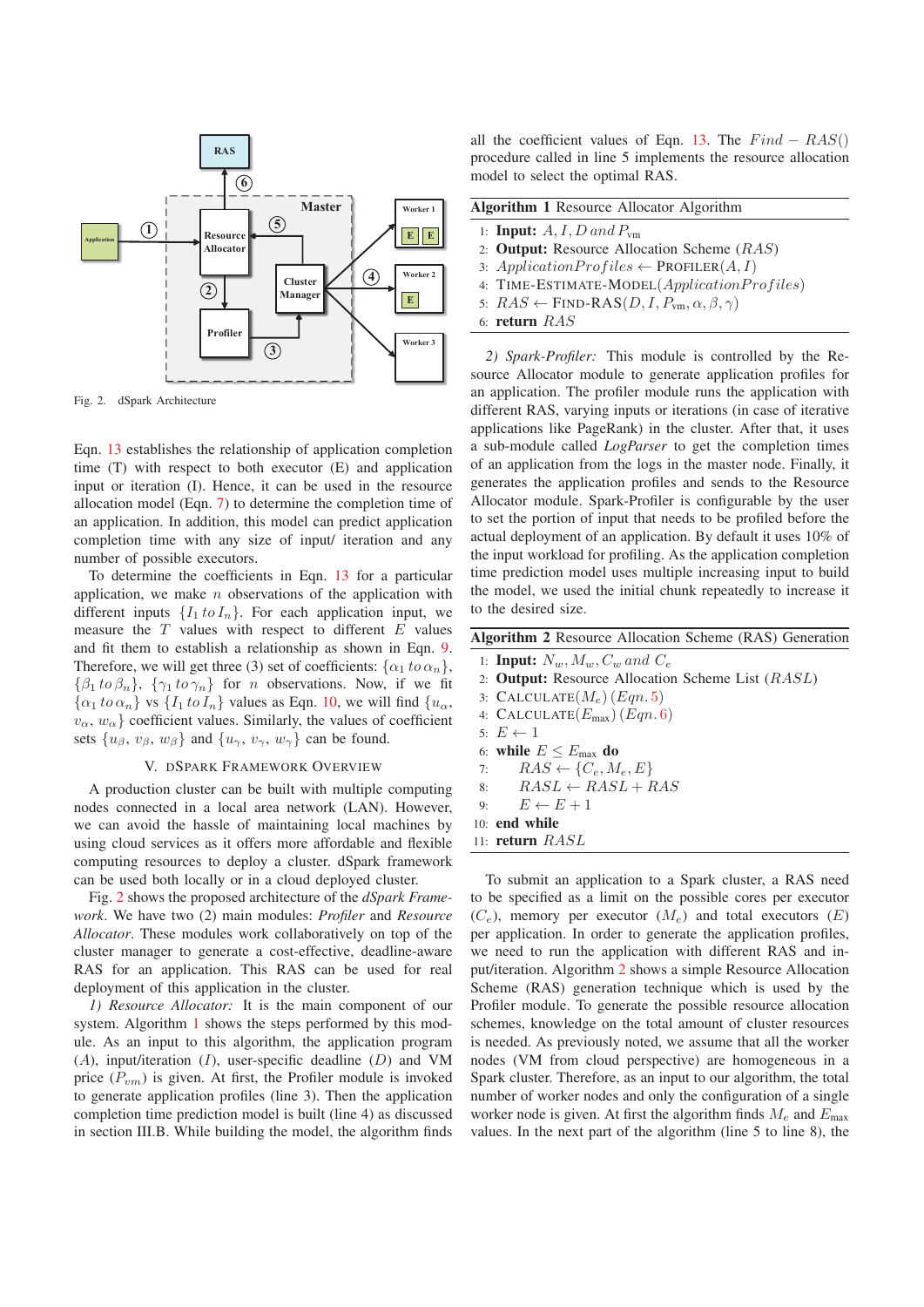Fig. 2. dSpark Architecture

Eqn. 13 establishes the relationship of application completion time (T) with respect to both executor (E) and application input or iteration (I). Hence, it can be used in the resource allocation model (Eqn. 7) to determine the completion time of an application. In addition, this model can predict application completion time with any size of input/ iteration and any number of possible executors.

To determine the coefficients in Eqn. 13 for a particular application, we make $n$ observations of the application with different inputs $\{I_1 \, to \, I_n\}$. For each application input, we measure the $T$ values with respect to different $E$ values and fit them to establish a relationship as shown in Eqn. 9. Therefore, we will get three (3) set of coefficients: $\{\alpha_1 \, to \, \alpha_n\}$, $\{\beta_1 \, to \, \beta_n\}$, $\{\gamma_1 \, to \, \gamma_n\}$ for $n$ observations. Now, if we fit $\{\alpha_1 \, to \, \alpha_n\}$ vs $\{I_1 \, to \, I_n\}$ values as Eqn. 10, we will find $\{u_\alpha, v_\alpha, w_\alpha\}$ coefficient values. Similarly, the values of coefficient sets $\{u_\beta, v_\beta, w_\beta\}$ and $\{u_\gamma, v_\gamma, w_\gamma\}$ can be found.

## V. dSpark Framework Overview

A production cluster can be built with multiple computing nodes connected in a local area network (LAN). However, we can avoid the hassle of maintaining local machines by using cloud services as it offers more affordable and flexible computing resources to deploy a cluster. dSpark framework can be used both locally or in a cloud deployed cluster.

Fig. 2 shows the proposed architecture of the *dSpark Framework*. We have two (2) main modules: *Profiler* and *Resource Allocator*. These modules work collaboratively on top of the cluster manager to generate a cost-effective, deadline-aware RAS for an application. This RAS can be used for real deployment of this application in the cluster.

*1) Resource Allocator:* It is the main component of our system. Algorithm 1 shows the steps performed by this module. As an input to this algorithm, the application program ($A$), input/iteration ($I$), user-specific deadline ($D$) and VM price ($P_{vm}$) is given. At first, the Profiler module is invoked to generate application profiles (line 3). Then the application completion time prediction model is built (line 4) as discussed in section III.B. While building the model, the algorithm finds all the coefficient values of Eqn. 13. The $Find-RAS()$ procedure called in line 5 implements the resource allocation model to select the optimal RAS.

**Algorithm 1** Resource Allocator Algorithm

1: **Input:** $A, I, D \, and \, P_{\text{vm}}$
2: **Output:** Resource Allocation Scheme ($RAS$)
3: $ApplicationProfiles \leftarrow$ PROFILER$(A, I)$
4: TIME-ESTIMATE-MODEL$(ApplicationProfiles)$
5: $RAS \leftarrow$ FIND-RAS$(D, I, P_{\text{vm}}, \alpha, \beta, \gamma)$
6: **return** $RAS$

*2) Spark-Profiler:* This module is controlled by the Resource Allocator module to generate application profiles for an application. The profiler module runs the application with different RAS, varying inputs or iterations (in case of iterative applications like PageRank) in the cluster. After that, it uses a sub-module called *LogParser* to get the completion times of an application from the logs in the master node. Finally, it generates the application profiles and sends to the Resource Allocator module. Spark-Profiler is configurable by the user to set the portion of input that needs to be profiled before the actual deployment of an application. By default it uses 10% of the input workload for profiling. As the application completion time prediction model uses multiple increasing input to build the model, we used the initial chunk repeatedly to increase it to the desired size.

**Algorithm 2** Resource Allocation Scheme (RAS) Generation

1: **Input:** $N_w, M_w, C_w \, and \, C_e$
2: **Output:** Resource Allocation Scheme List ($RASL$)
3: CALCULATE$(M_e)$ $(Eqn. 5)$
4: CALCULATE$(E_{\text{max}})$ $(Eqn. 6)$
5: $E \leftarrow 1$
6: **while** $E \leq E_{\text{max}}$ **do**
7: $\quad RAS \leftarrow \{C_e, M_e, E\}$
8: $\quad RASL \leftarrow RASL + RAS$
9: $\quad E \leftarrow E + 1$
10: **end while**
11: **return** $RASL$

To submit an application to a Spark cluster, a RAS need to be specified as a limit on the possible cores per executor ($C_e$), memory per executor ($M_e$) and total executors ($E$) per application. In order to generate the application profiles, we need to run the application with different RAS and input/iteration. Algorithm 2 shows a simple Resource Allocation Scheme (RAS) generation technique which is used by the Profiler module. To generate the possible resource allocation schemes, knowledge on the total amount of cluster resources is needed. As previously noted, we assume that all the worker nodes (VM from cloud perspective) are homogeneous in a Spark cluster. Therefore, as an input to our algorithm, the total number of worker nodes and only the configuration of a single worker node is given. At first the algorithm finds $M_e$ and $E_{\text{max}}$ values. In the next part of the algorithm (line 5 to line 8), the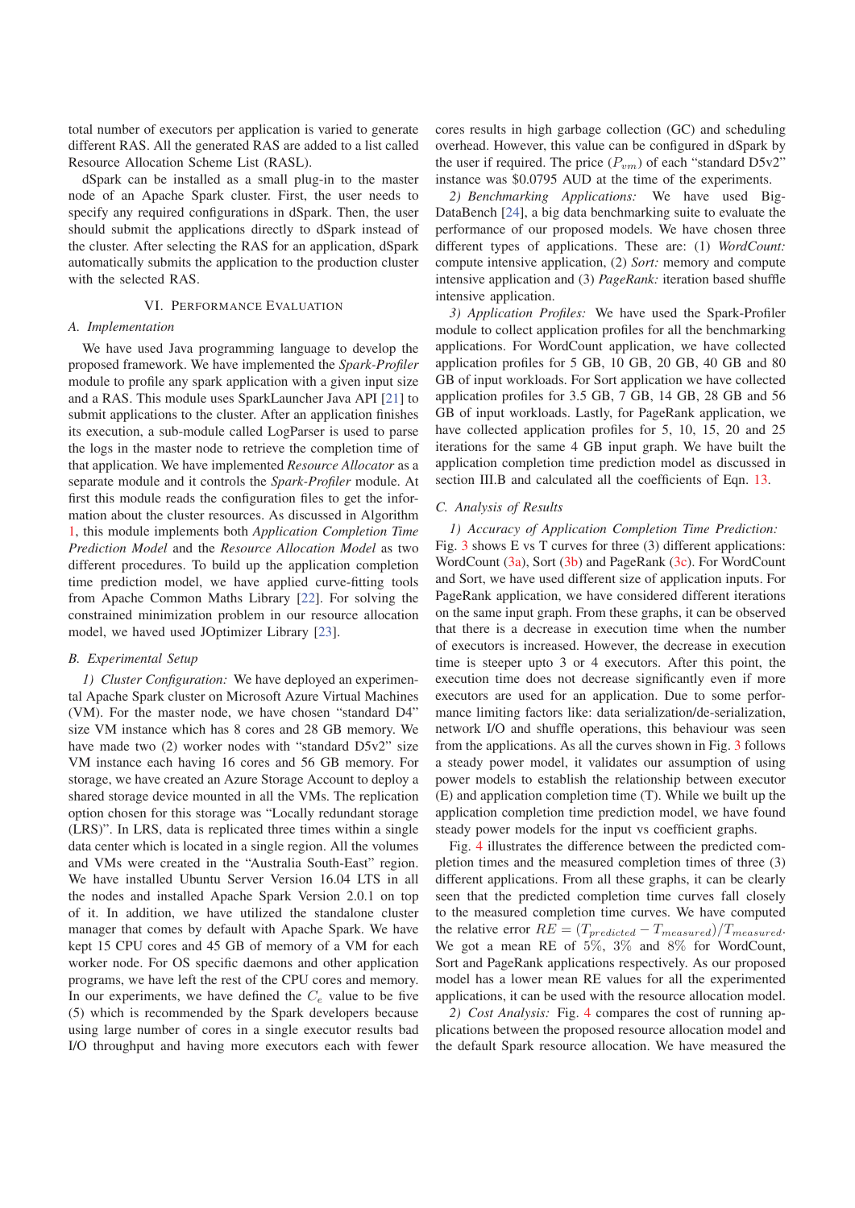total number of executors per application is varied to generate different RAS. All the generated RAS are added to a list called Resource Allocation Scheme List (RASL).

dSpark can be installed as a small plug-in to the master node of an Apache Spark cluster. First, the user needs to specify any required configurations in dSpark. Then, the user should submit the applications directly to dSpark instead of the cluster. After selecting the RAS for an application, dSpark automatically submits the application to the production cluster with the selected RAS.

## VI. Performance Evaluation

### A. Implementation

We have used Java programming language to develop the proposed framework. We have implemented the *Spark-Profiler* module to profile any spark application with a given input size and a RAS. This module uses SparkLauncher Java API [21] to submit applications to the cluster. After an application finishes its execution, a sub-module called LogParser is used to parse the logs in the master node to retrieve the completion time of that application. We have implemented *Resource Allocator* as a separate module and it controls the *Spark-Profiler* module. At first this module reads the configuration files to get the information about the cluster resources. As discussed in Algorithm 1, this module implements both *Application Completion Time Prediction Model* and the *Resource Allocation Model* as two different procedures. To build up the application completion time prediction model, we have applied curve-fitting tools from Apache Common Maths Library [22]. For solving the constrained minimization problem in our resource allocation model, we haved used JOptimizer Library [23].

### B. Experimental Setup

*1) Cluster Configuration:* We have deployed an experimental Apache Spark cluster on Microsoft Azure Virtual Machines (VM). For the master node, we have chosen "standard D4" size VM instance which has 8 cores and 28 GB memory. We have made two (2) worker nodes with "standard D5v2" size VM instance each having 16 cores and 56 GB memory. For storage, we have created an Azure Storage Account to deploy a shared storage device mounted in all the VMs. The replication option chosen for this storage was "Locally redundant storage (LRS)". In LRS, data is replicated three times within a single data center which is located in a single region. All the volumes and VMs were created in the "Australia South-East" region. We have installed Ubuntu Server Version 16.04 LTS in all the nodes and installed Apache Spark Version 2.0.1 on top of it. In addition, we have utilized the standalone cluster manager that comes by default with Apache Spark. We have kept 15 CPU cores and 45 GB of memory of a VM for each worker node. For OS specific daemons and other application programs, we have left the rest of the CPU cores and memory. In our experiments, we have defined the $C_e$ value to be five (5) which is recommended by the Spark developers because using large number of cores in a single executor results bad I/O throughput and having more executors each with fewer cores results in high garbage collection (GC) and scheduling overhead. However, this value can be configured in dSpark by the user if required. The price ($P_{vm}$) of each "standard D5v2" instance was \$0.0795 AUD at the time of the experiments.

*2) Benchmarking Applications:* We have used Big-DataBench [24], a big data benchmarking suite to evaluate the performance of our proposed models. We have chosen three different types of applications. These are: (1) *WordCount:* compute intensive application, (2) *Sort:* memory and compute intensive application and (3) *PageRank:* iteration based shuffle intensive application.

*3) Application Profiles:* We have used the Spark-Profiler module to collect application profiles for all the benchmarking applications. For WordCount application, we have collected application profiles for 5 GB, 10 GB, 20 GB, 40 GB and 80 GB of input workloads. For Sort application we have collected application profiles for 3.5 GB, 7 GB, 14 GB, 28 GB and 56 GB of input workloads. Lastly, for PageRank application, we have collected application profiles for 5, 10, 15, 20 and 25 iterations for the same 4 GB input graph. We have built the application completion time prediction model as discussed in section III.B and calculated all the coefficients of Eqn. 13.

### C. Analysis of Results

*1) Accuracy of Application Completion Time Prediction:* Fig. 3 shows E vs T curves for three (3) different applications: WordCount (3a), Sort (3b) and PageRank (3c). For WordCount and Sort, we have used different size of application inputs. For PageRank application, we have considered different iterations on the same input graph. From these graphs, it can be observed that there is a decrease in execution time when the number of executors is increased. However, the decrease in execution time is steeper upto 3 or 4 executors. After this point, the execution time does not decrease significantly even if more executors are used for an application. Due to some performance limiting factors like: data serialization/de-serialization, network I/O and shuffle operations, this behaviour was seen from the applications. As all the curves shown in Fig. 3 follows a steady power model, it validates our assumption of using power models to establish the relationship between executor (E) and application completion time (T). While we built up the application completion time prediction model, we have found steady power models for the input vs coefficient graphs.

Fig. 4 illustrates the difference between the predicted completion times and the measured completion times of three (3) different applications. From all these graphs, it can be clearly seen that the predicted completion time curves fall closely to the measured completion time curves. We have computed the relative error $RE = (T_{predicted} - T_{measured})/T_{measured}$. We got a mean RE of $5\%$, $3\%$ and $8\%$ for WordCount, Sort and PageRank applications respectively. As our proposed model has a lower mean RE values for all the experimented applications, it can be used with the resource allocation model.

*2) Cost Analysis:* Fig. 4 compares the cost of running applications between the proposed resource allocation model and the default Spark resource allocation. We have measured the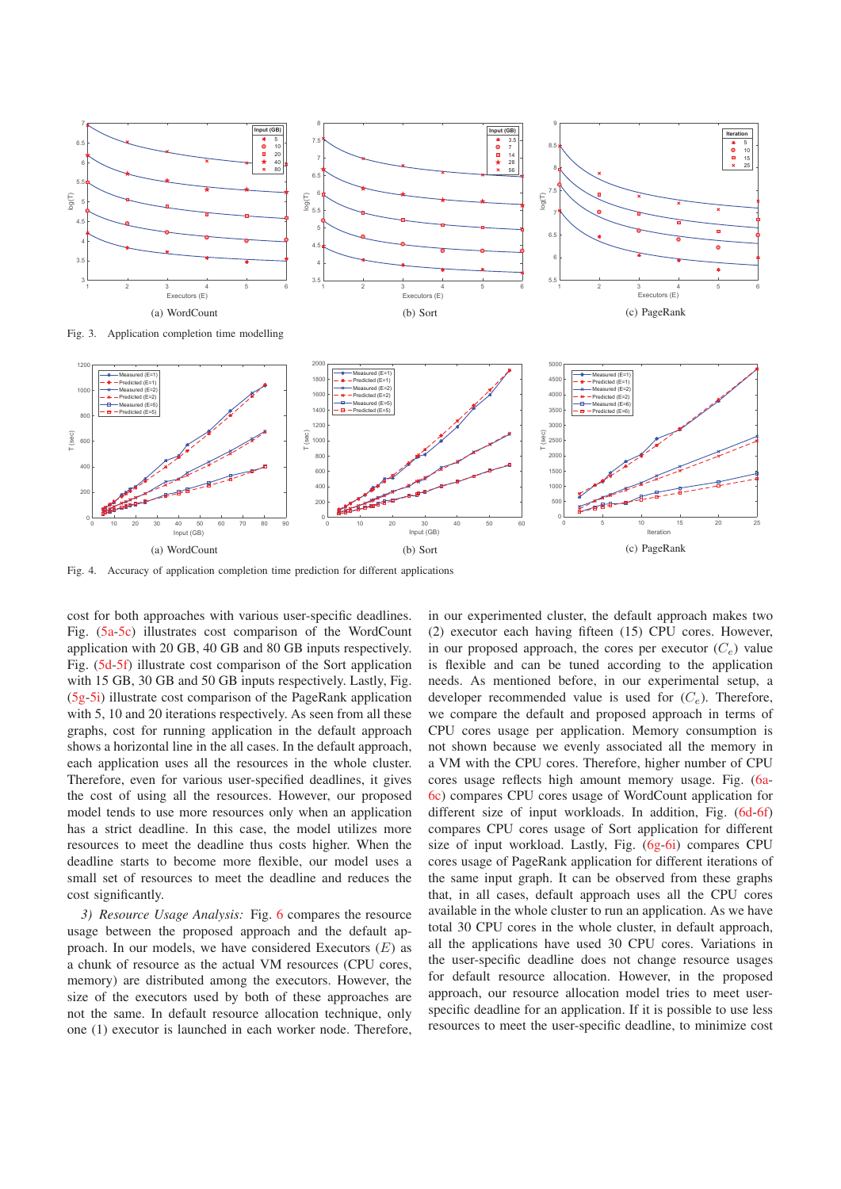(a) WordCount

(b) Sort

(c) PageRank

Fig. 3. Application completion time modelling

(a) WordCount

(b) Sort

(c) PageRank

Fig. 4. Accuracy of application completion time prediction for different applications

cost for both approaches with various user-specific deadlines. Fig. (5a-5c) illustrates cost comparison of the WordCount application with 20 GB, 40 GB and 80 GB inputs respectively. Fig. (5d-5f) illustrate cost comparison of the Sort application with 15 GB, 30 GB and 50 GB inputs respectively. Lastly, Fig. (5g-5i) illustrate cost comparison of the PageRank application with 5, 10 and 20 iterations respectively. As seen from all these graphs, cost for running application in the default approach shows a horizontal line in the all cases. In the default approach, each application uses all the resources in the whole cluster. Therefore, even for various user-specified deadlines, it gives the cost of using all the resources. However, our proposed model tends to use more resources only when an application has a strict deadline. In this case, the model utilizes more resources to meet the deadline thus costs higher. When the deadline starts to become more flexible, our model uses a small set of resources to meet the deadline and reduces the cost significantly.

*3) Resource Usage Analysis:* Fig. 6 compares the resource usage between the proposed approach and the default approach. In our models, we have considered Executors ($E$) as a chunk of resource as the actual VM resources (CPU cores, memory) are distributed among the executors. However, the size of the executors used by both of these approaches are not the same. In default resource allocation technique, only one (1) executor is launched in each worker node. Therefore, in our experimented cluster, the default approach makes two (2) executor each having fifteen (15) CPU cores. However, in our proposed approach, the cores per executor ($C_e$) value is flexible and can be tuned according to the application needs. As mentioned before, in our experimental setup, a developer recommended value is used for ($C_e$). Therefore, we compare the default and proposed approach in terms of CPU cores usage per application. Memory consumption is not shown because we evenly associated all the memory in a VM with the CPU cores. Therefore, higher number of CPU cores usage reflects high amount memory usage. Fig. (6a-6c) compares CPU cores usage of WordCount application for different size of input workloads. In addition, Fig. (6d-6f) compares CPU cores usage of Sort application for different size of input workload. Lastly, Fig. (6g-6i) compares CPU cores usage of PageRank application for different iterations of the same input graph. It can be observed from these graphs that, in all cases, default approach uses all the CPU cores available in the whole cluster to run an application. As we have total 30 CPU cores in the whole cluster, in default approach, all the applications have used 30 CPU cores. Variations in the user-specific deadline does not change resource usages for default resource allocation. However, in the proposed approach, our resource allocation model tries to meet user-specific deadline for an application. If it is possible to use less resources to meet the user-specific deadline, to minimize cost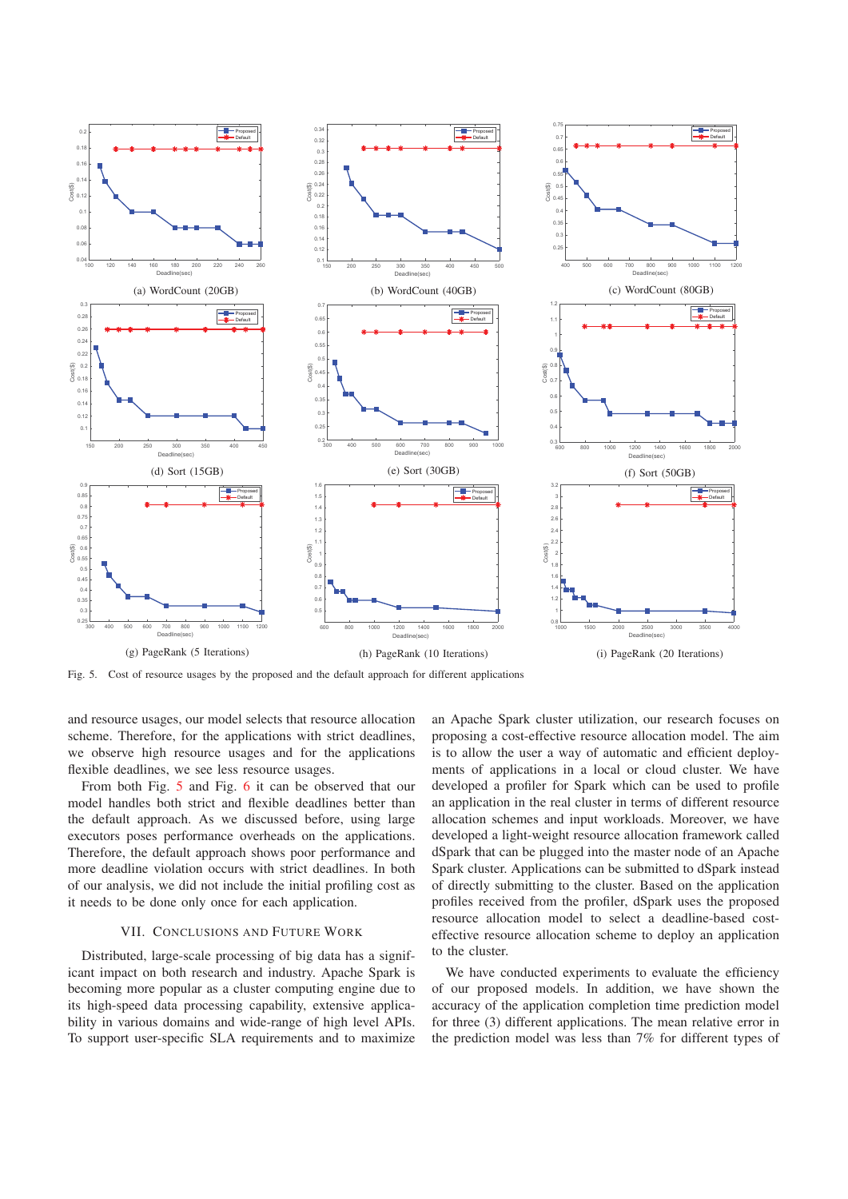Proposed
Default

Cost($)

Deadline(sec)

(a) WordCount (20GB)

(b) WordCount (40GB)

(c) WordCount (80GB)

(d) Sort (15GB)

(e) Sort (30GB)

(f) Sort (50GB)

(g) PageRank (5 Iterations)

(h) PageRank (10 Iterations)

(i) PageRank (20 Iterations)

Fig. 5. Cost of resource usages by the proposed and the default approach for different applications

and resource usages, our model selects that resource allocation scheme. Therefore, for the applications with strict deadlines, we observe high resource usages and for the applications flexible deadlines, we see less resource usages.

From both Fig. 5 and Fig. 6 it can be observed that our model handles both strict and flexible deadlines better than the default approach. As we discussed before, using large executors poses performance overheads on the applications. Therefore, the default approach shows poor performance and more deadline violation occurs with strict deadlines. In both of our analysis, we did not include the initial profiling cost as it needs to be done only once for each application.

## VII. Conclusions and Future Work

Distributed, large-scale processing of big data has a significant impact on both research and industry. Apache Spark is becoming more popular as a cluster computing engine due to its high-speed data processing capability, extensive applicability in various domains and wide-range of high level APIs. To support user-specific SLA requirements and to maximize an Apache Spark cluster utilization, our research focuses on proposing a cost-effective resource allocation model. The aim is to allow the user a way of automatic and efficient deployments of applications in a local or cloud cluster. We have developed a profiler for Spark which can be used to profile an application in the real cluster in terms of different resource allocation schemes and input workloads. Moreover, we have developed a light-weight resource allocation framework called dSpark that can be plugged into the master node of an Apache Spark cluster. Applications can be submitted to dSpark instead of directly submitting to the cluster. Based on the application profiles received from the profiler, dSpark uses the proposed resource allocation model to select a deadline-based cost-effective resource allocation scheme to deploy an application to the cluster.

We have conducted experiments to evaluate the efficiency of our proposed models. In addition, we have shown the accuracy of the application completion time prediction model for three (3) different applications. The mean relative error in the prediction model was less than 7% for different types of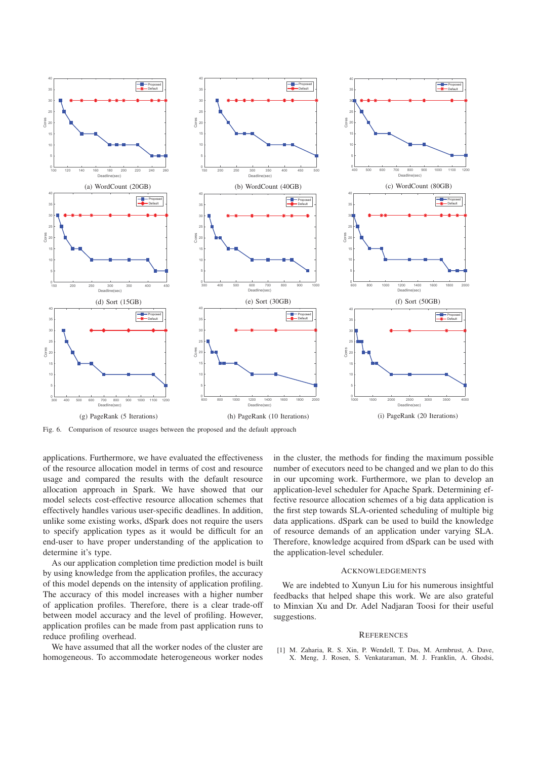(a) WordCount (20GB)

(b) WordCount (40GB)

(c) WordCount (80GB)

(d) Sort (15GB)

(e) Sort (30GB)

(f) Sort (50GB)

(g) PageRank (5 Iterations)

(h) PageRank (10 Iterations)

(i) PageRank (20 Iterations)

Fig. 6. Comparison of resource usages between the proposed and the default approach

applications. Furthermore, we have evaluated the effectiveness of the resource allocation model in terms of cost and resource usage and compared the results with the default resource allocation approach in Spark. We have showed that our model selects cost-effective resource allocation schemes that effectively handles various user-specific deadlines. In addition, unlike some existing works, dSpark does not require the users to specify application types as it would be difficult for an end-user to have proper understanding of the application to determine it's type.

As our application completion time prediction model is built by using knowledge from the application profiles, the accuracy of this model depends on the intensity of application profiling. The accuracy of this model increases with a higher number of application profiles. Therefore, there is a clear trade-off between model accuracy and the level of profiling. However, application profiles can be made from past application runs to reduce profiling overhead.

We have assumed that all the worker nodes of the cluster are homogeneous. To accommodate heterogeneous worker nodes in the cluster, the methods for finding the maximum possible number of executors need to be changed and we plan to do this in our upcoming work. Furthermore, we plan to develop an application-level scheduler for Apache Spark. Determining effective resource allocation schemes of a big data application is the first step towards SLA-oriented scheduling of multiple big data applications. dSpark can be used to build the knowledge of resource demands of an application under varying SLA. Therefore, knowledge acquired from dSpark can be used with the application-level scheduler.

## Acknowledgements

We are indebted to Xunyun Liu for his numerous insightful feedbacks that helped shape this work. We are also grateful to Minxian Xu and Dr. Adel Nadjaran Toosi for their useful suggestions.

## References

[1] M. Zaharia, R. S. Xin, P. Wendell, T. Das, M. Armbrust, A. Dave, X. Meng, J. Rosen, S. Venkataraman, M. J. Franklin, A. Ghodsi,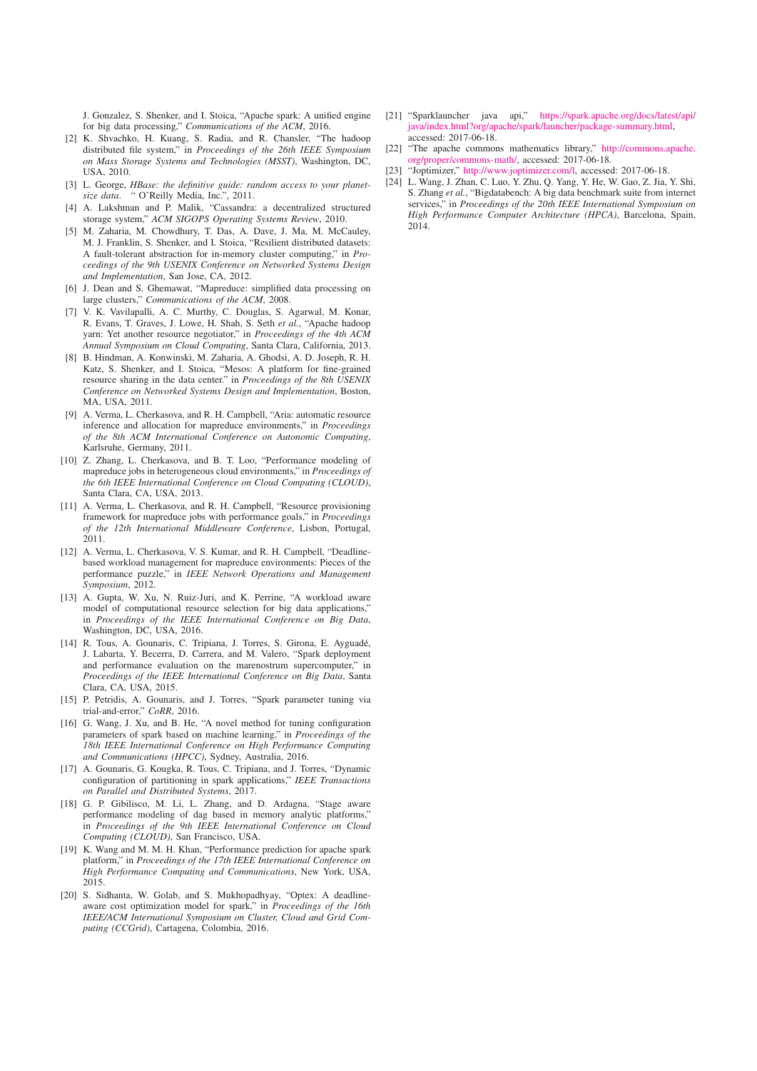J. Gonzalez, S. Shenker, and I. Stoica, "Apache spark: A unified engine for big data processing," *Communications of the ACM*, 2016.

[2] K. Shvachko, H. Kuang, S. Radia, and R. Chansler, "The hadoop distributed file system," in *Proceedings of the 26th IEEE Symposium on Mass Storage Systems and Technologies (MSST)*, Washington, DC, USA, 2010.

[3] L. George, *HBase: the definitive guide: random access to your planet-size data*. " O'Reilly Media, Inc.", 2011.

[4] A. Lakshman and P. Malik, "Cassandra: a decentralized structured storage system," *ACM SIGOPS Operating Systems Review*, 2010.

[5] M. Zaharia, M. Chowdhury, T. Das, A. Dave, J. Ma, M. McCauley, M. J. Franklin, S. Shenker, and I. Stoica, "Resilient distributed datasets: A fault-tolerant abstraction for in-memory cluster computing," in *Proceedings of the 9th USENIX Conference on Networked Systems Design and Implementation*, San Jose, CA, 2012.

[6] J. Dean and S. Ghemawat, "Mapreduce: simplified data processing on large clusters," *Communications of the ACM*, 2008.

[7] V. K. Vavilapalli, A. C. Murthy, C. Douglas, S. Agarwal, M. Konar, R. Evans, T. Graves, J. Lowe, H. Shah, S. Seth *et al.*, "Apache hadoop yarn: Yet another resource negotiator," in *Proceedings of the 4th ACM Annual Symposium on Cloud Computing*, Santa Clara, California, 2013.

[8] B. Hindman, A. Konwinski, M. Zaharia, A. Ghodsi, A. D. Joseph, R. H. Katz, S. Shenker, and I. Stoica, "Mesos: A platform for fine-grained resource sharing in the data center." in *Proceedings of the 8th USENIX Conference on Networked Systems Design and Implementation*, Boston, MA, USA, 2011.

[9] A. Verma, L. Cherkasova, and R. H. Campbell, "Aria: automatic resource inference and allocation for mapreduce environments," in *Proceedings of the 8th ACM International Conference on Autonomic Computing*, Karlsruhe, Germany, 2011.

[10] Z. Zhang, L. Cherkasova, and B. T. Loo, "Performance modeling of mapreduce jobs in heterogeneous cloud environments," in *Proceedings of the 6th IEEE International Conference on Cloud Computing (CLOUD)*, Santa Clara, CA, USA, 2013.

[11] A. Verma, L. Cherkasova, and R. H. Campbell, "Resource provisioning framework for mapreduce jobs with performance goals," in *Proceedings of the 12th International Middleware Conference*, Lisbon, Portugal, 2011.

[12] A. Verma, L. Cherkasova, V. S. Kumar, and R. H. Campbell, "Deadline-based workload management for mapreduce environments: Pieces of the performance puzzle," in *IEEE Network Operations and Management Symposium*, 2012.

[13] A. Gupta, W. Xu, N. Ruiz-Juri, and K. Perrine, "A workload aware model of computational resource selection for big data applications," in *Proceedings of the IEEE International Conference on Big Data*, Washington, DC, USA, 2016.

[14] R. Tous, A. Gounaris, C. Tripiana, J. Torres, S. Girona, E. Ayguadé, J. Labarta, Y. Becerra, D. Carrera, and M. Valero, "Spark deployment and performance evaluation on the marenostrum supercomputer," in *Proceedings of the IEEE International Conference on Big Data*, Santa Clara, CA, USA, 2015.

[15] P. Petridis, A. Gounaris, and J. Torres, "Spark parameter tuning via trial-and-error," *CoRR*, 2016.

[16] G. Wang, J. Xu, and B. He, "A novel method for tuning configuration parameters of spark based on machine learning," in *Proceedings of the 18th IEEE International Conference on High Performance Computing and Communications (HPCC)*, Sydney, Australia, 2016.

[17] A. Gounaris, G. Kougka, R. Tous, C. Tripiana, and J. Torres, "Dynamic configuration of partitioning in spark applications," *IEEE Transactions on Parallel and Distributed Systems*, 2017.

[18] G. P. Gibilisco, M. Li, L. Zhang, and D. Ardagna, "Stage aware performance modeling of dag based in memory analytic platforms," in *Proceedings of the 9th IEEE International Conference on Cloud Computing (CLOUD)*, San Francisco, USA.

[19] K. Wang and M. M. H. Khan, "Performance prediction for apache spark platform," in *Proceedings of the 17th IEEE International Conference on High Performance Computing and Communications*, New York, USA, 2015.

[20] S. Sidhanta, W. Golab, and S. Mukhopadhyay, "Optex: A deadline-aware cost optimization model for spark," in *Proceedings of the 16th IEEE/ACM International Symposium on Cluster, Cloud and Grid Computing (CCGrid)*, Cartagena, Colombia, 2016.

[21] "Sparklauncher java api," https://spark.apache.org/docs/latest/api/java/index.html?org/apache/spark/launcher/package-summary.html, accessed: 2017-06-18.

[22] "The apache commons mathematics library," http://commons.apache.org/proper/commons-math/, accessed: 2017-06-18.

[23] "Joptimizer," http://www.joptimizer.com/l, accessed: 2017-06-18.

[24] L. Wang, J. Zhan, C. Luo, Y. Zhu, Q. Yang, Y. He, W. Gao, Z. Jia, Y. Shi, S. Zhang *et al.*, "Bigdatabench: A big data benchmark suite from internet services," in *Proceedings of the 20th IEEE International Symposium on High Performance Computer Architecture (HPCA)*, Barcelona, Spain, 2014.